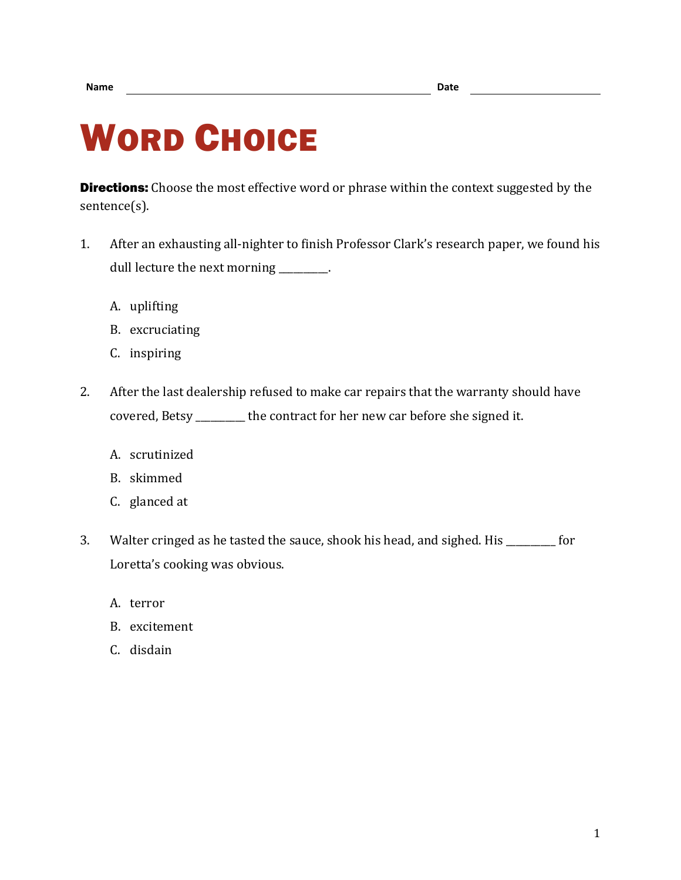Name ______________________________ Date ______________

# Word Choice

**Directions:** Choose the most effective word or phrase within the context suggested by the sentence(s).

1. After an exhausting all-nighter to finish Professor Clark's research paper, we found his dull lecture the next morning _________.

   A. uplifting
   B. excruciating
   C. inspiring

2. After the last dealership refused to make car repairs that the warranty should have covered, Betsy _________ the contract for her new car before she signed it.

   A. scrutinized
   B. skimmed
   C. glanced at

3. Walter cringed as he tasted the sauce, shook his head, and sighed. His _________ for Loretta's cooking was obvious.

   A. terror
   B. excitement
   C. disdain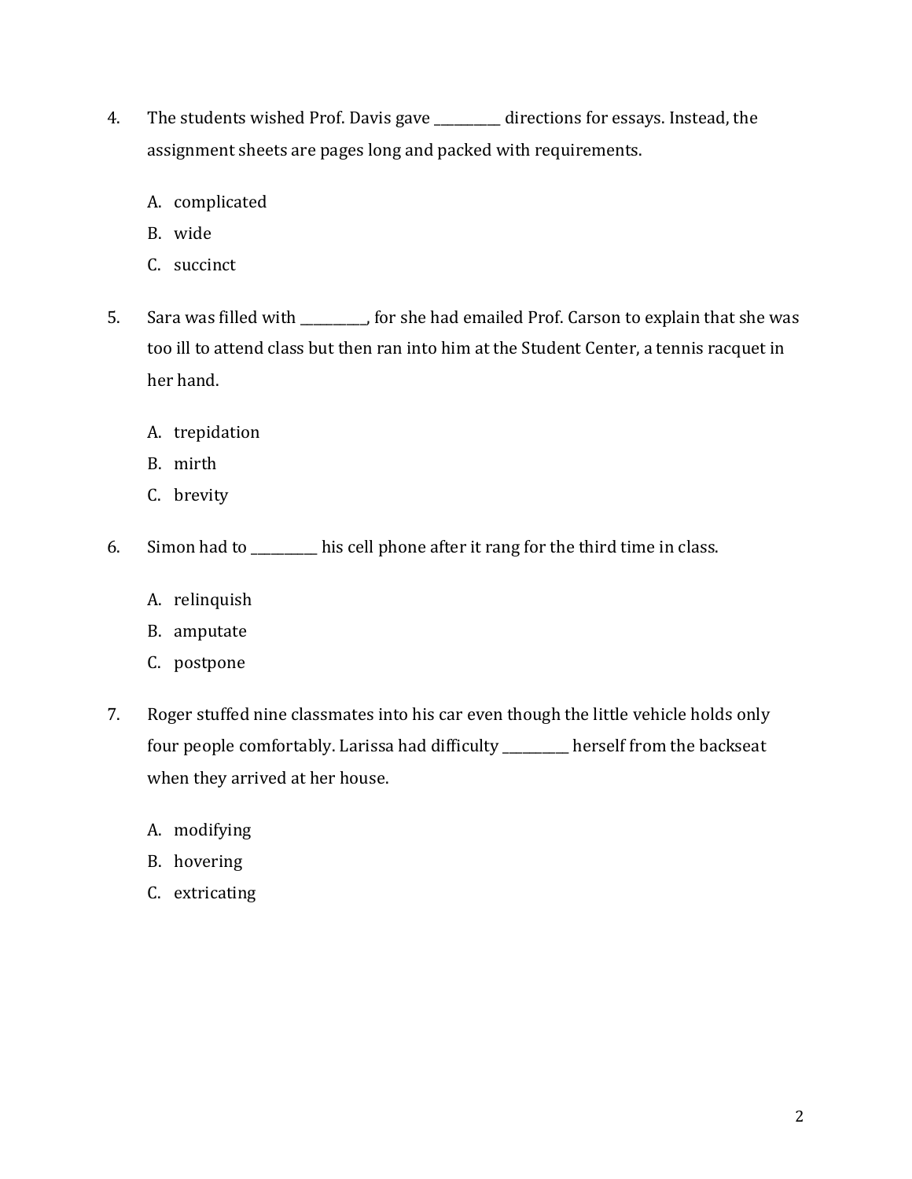4. The students wished Prof. Davis gave __________ directions for essays. Instead, the assignment sheets are pages long and packed with requirements.

    A. complicated
    B. wide
    C. succinct

5. Sara was filled with __________, for she had emailed Prof. Carson to explain that she was too ill to attend class but then ran into him at the Student Center, a tennis racquet in her hand.

    A. trepidation
    B. mirth
    C. brevity

6. Simon had to __________ his cell phone after it rang for the third time in class.

    A. relinquish
    B. amputate
    C. postpone

7. Roger stuffed nine classmates into his car even though the little vehicle holds only four people comfortably. Larissa had difficulty __________ herself from the backseat when they arrived at her house.

    A. modifying
    B. hovering
    C. extricating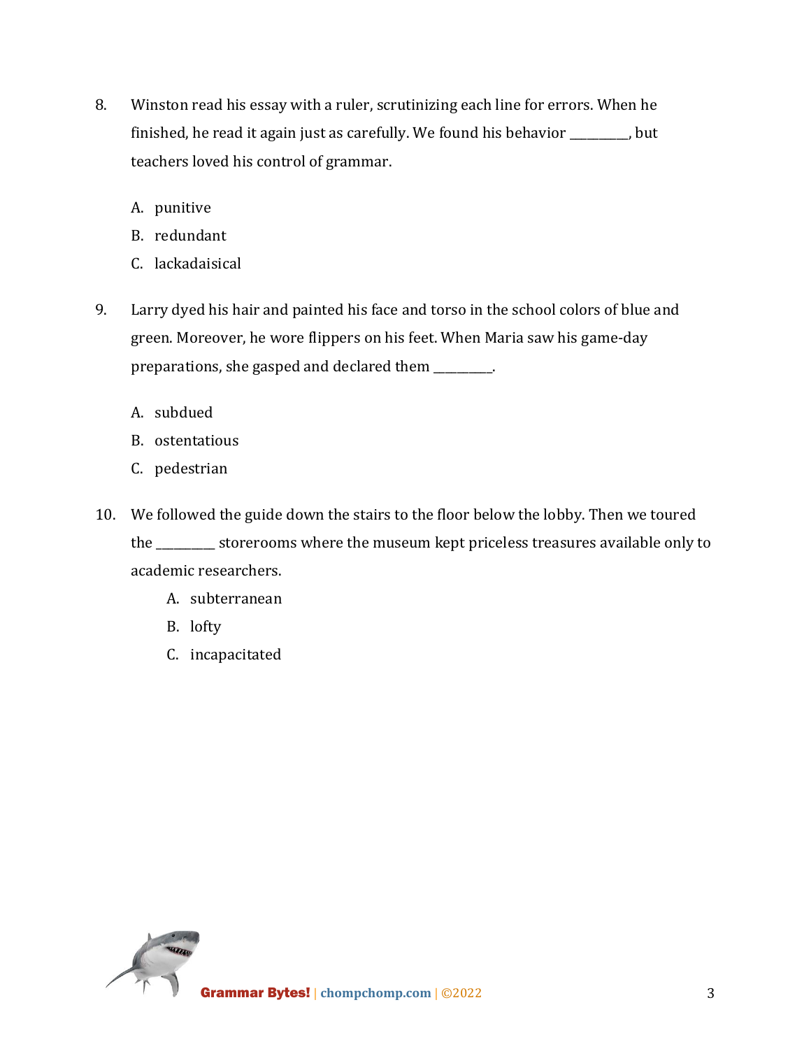8. Winston read his essay with a ruler, scrutinizing each line for errors. When he finished, he read it again just as carefully. We found his behavior _________, but teachers loved his control of grammar.

   A. punitive
   B. redundant
   C. lackadaisical

9. Larry dyed his hair and painted his face and torso in the school colors of blue and green. Moreover, he wore flippers on his feet. When Maria saw his game-day preparations, she gasped and declared them _________.

   A. subdued
   B. ostentatious
   C. pedestrian

10. We followed the guide down the stairs to the floor below the lobby. Then we toured the _________ storerooms where the museum kept priceless treasures available only to academic researchers.

    A. subterranean
    B. lofty
    C. incapacitated